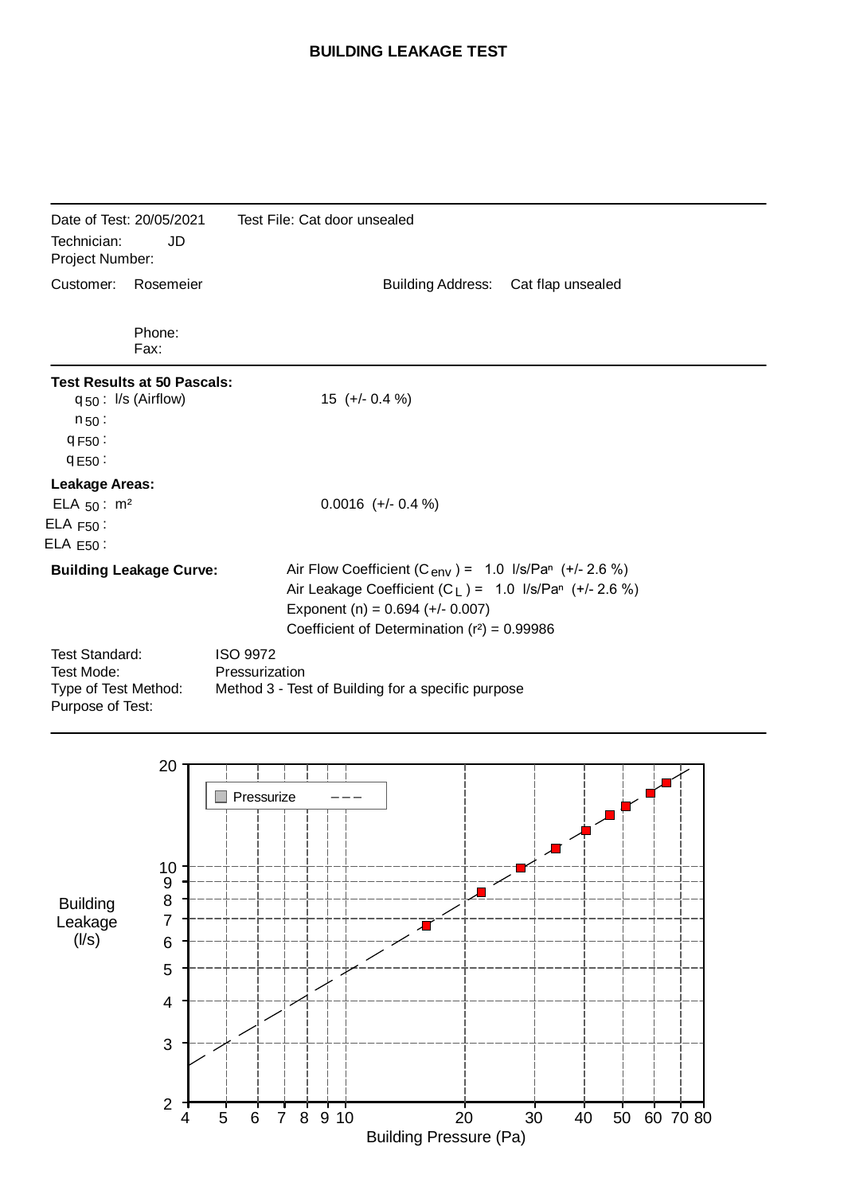# BUILDING LEAKAGE TEST

Date of Test: 20/05/2021 Test File: Cat door unsealed

Technician: JD

Project Number:

Customer: Rosemeier Building Address: Cat flap unsealed

Phone:

Fax:

**Test Results at 50 Pascals:**

| | |
|---|---|
| $q_{50}$ : l/s (Airflow) | 15 (+/- 0.4 %) |
| $n_{50}$ : | |
| $q_{F50}$ : | |
| $q_{E50}$ : | |

**Leakage Areas:**

| | |
|---|---|
| $ELA_{50}$ : m² | 0.0016 (+/- 0.4 %) |
| $ELA_{F50}$ : | |
| $ELA_{E50}$ : | |

**Building Leakage Curve:**

Air Flow Coefficient ($C_{env}$) = 1.0 l/s/Pa$^n$ (+/- 2.6 %)

Air Leakage Coefficient ($C_L$) = 1.0 l/s/Pa$^n$ (+/- 2.6 %)

Exponent (n) = 0.694 (+/- 0.007)

Coefficient of Determination ($r^2$) = 0.99986

Test Standard: ISO 9972

Test Mode: Pressurization

Type of Test Method: Method 3 - Test of Building for a specific purpose

Purpose of Test: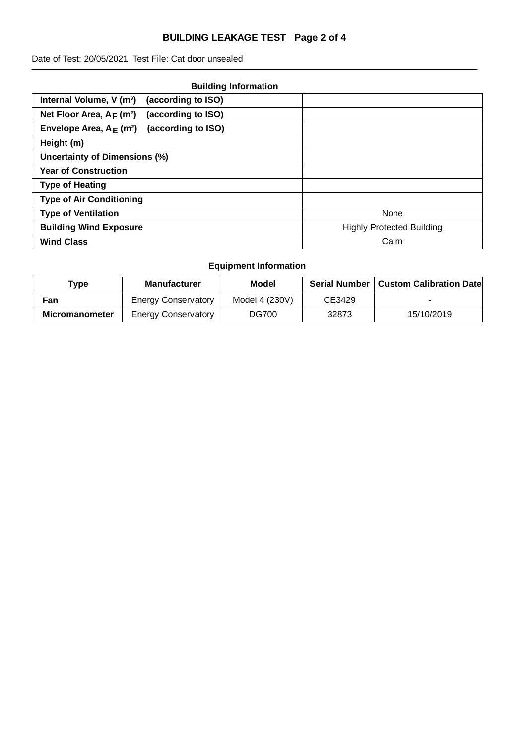# BUILDING LEAKAGE TEST

Date of Test: 20/05/2021 Test File: Cat door unsealed

## Building Information

| | |
|---|---|
| **Internal Volume, V (m³) (according to ISO)** | |
| **Net Floor Area, $A_F$ (m²) (according to ISO)** | |
| **Envelope Area, $A_E$ (m²) (according to ISO)** | |
| **Height (m)** | |
| **Uncertainty of Dimensions (%)** | |
| **Year of Construction** | |
| **Type of Heating** | |
| **Type of Air Conditioning** | |
| **Type of Ventilation** | None |
| **Building Wind Exposure** | Highly Protected Building |
| **Wind Class** | Calm |

## Equipment Information

| Type | Manufacturer | Model | Serial Number | Custom Calibration Date |
|---|---|---|---|---|
| **Fan** | Energy Conservatory | Model 4 (230V) | CE3429 | - |
| **Micromanometer** | Energy Conservatory | DG700 | 32873 | 15/10/2019 |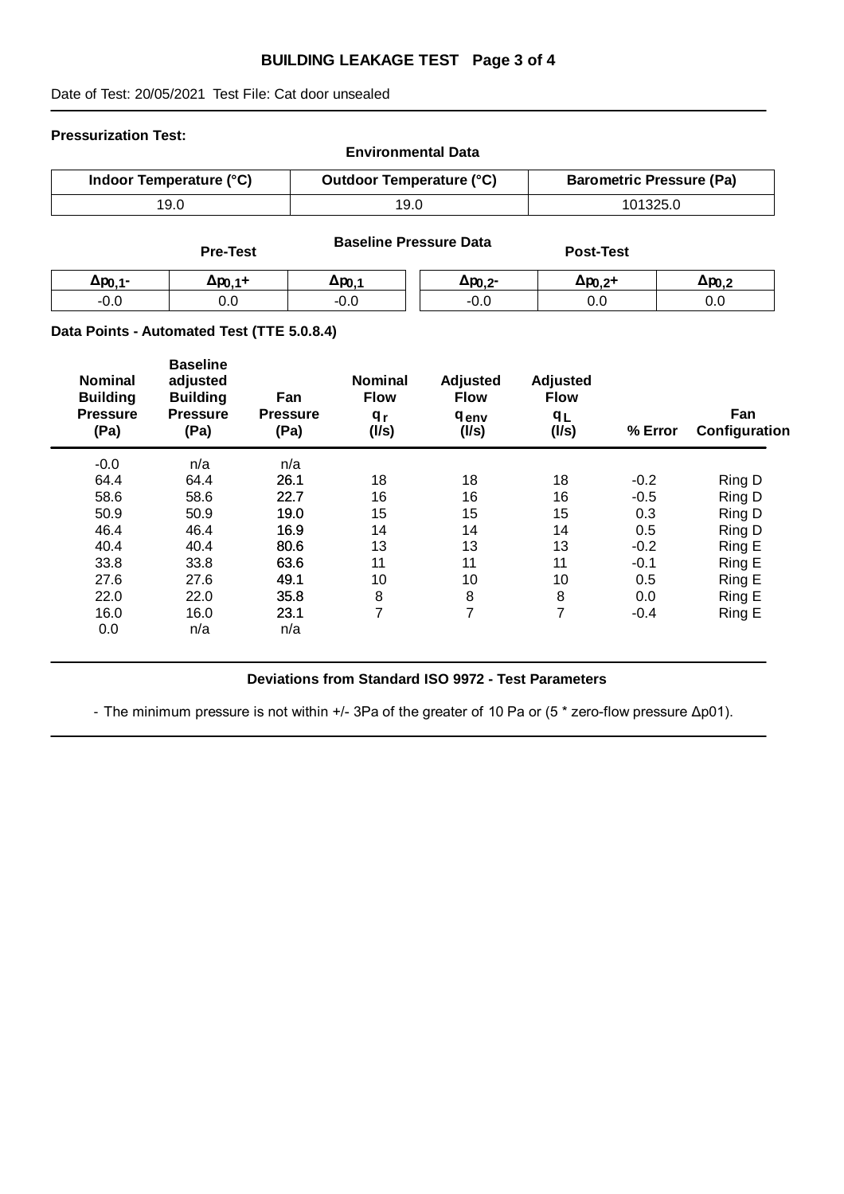Date of Test: 20/05/2021 Test File: Cat door unsealed

**Pressurization Test:**

**Environmental Data**

| Indoor Temperature (°C) | Outdoor Temperature (°C) | Barometric Pressure (Pa) |
|---|---|---|
| 19.0 | 19.0 | 101325.0 |

**Baseline Pressure Data**

| Pre-Test | | | Post-Test | | |
|---|---|---|---|---|---|
| $\Delta p_{0,1-}$ | $\Delta p_{0,1+}$ | $\Delta p_{0,1}$ | $\Delta p_{0,2-}$ | $\Delta p_{0,2+}$ | $\Delta p_{0,2}$ |
| -0.0 | 0.0 | -0.0 | -0.0 | 0.0 | 0.0 |

**Data Points - Automated Test (TTE 5.0.8.4)**

| Nominal Building Pressure (Pa) | Baseline adjusted Building Pressure (Pa) | Fan Pressure (Pa) | Nominal Flow $q_r$ (l/s) | Adjusted Flow $q_{env}$ (l/s) | Adjusted Flow $q_L$ (l/s) | % Error | Fan Configuration |
|---|---|---|---|---|---|---|---|
| -0.0 | n/a | n/a | | | | | |
| 64.4 | 64.4 | 26.1 | 18 | 18 | 18 | -0.2 | Ring D |
| 58.6 | 58.6 | 22.7 | 16 | 16 | 16 | -0.5 | Ring D |
| 50.9 | 50.9 | 19.0 | 15 | 15 | 15 | 0.3 | Ring D |
| 46.4 | 46.4 | 16.9 | 14 | 14 | 14 | 0.5 | Ring D |
| 40.4 | 40.4 | 80.6 | 13 | 13 | 13 | -0.2 | Ring E |
| 33.8 | 33.8 | 63.6 | 11 | 11 | 11 | -0.1 | Ring E |
| 27.6 | 27.6 | 49.1 | 10 | 10 | 10 | 0.5 | Ring E |
| 22.0 | 22.0 | 35.8 | 8 | 8 | 8 | 0.0 | Ring E |
| 16.0 | 16.0 | 23.1 | 7 | 7 | 7 | -0.4 | Ring E |
| 0.0 | n/a | n/a | | | | | |

**Deviations from Standard ISO 9972 - Test Parameters**

- The minimum pressure is not within +/- 3Pa of the greater of 10 Pa or (5 * zero-flow pressure Δp01).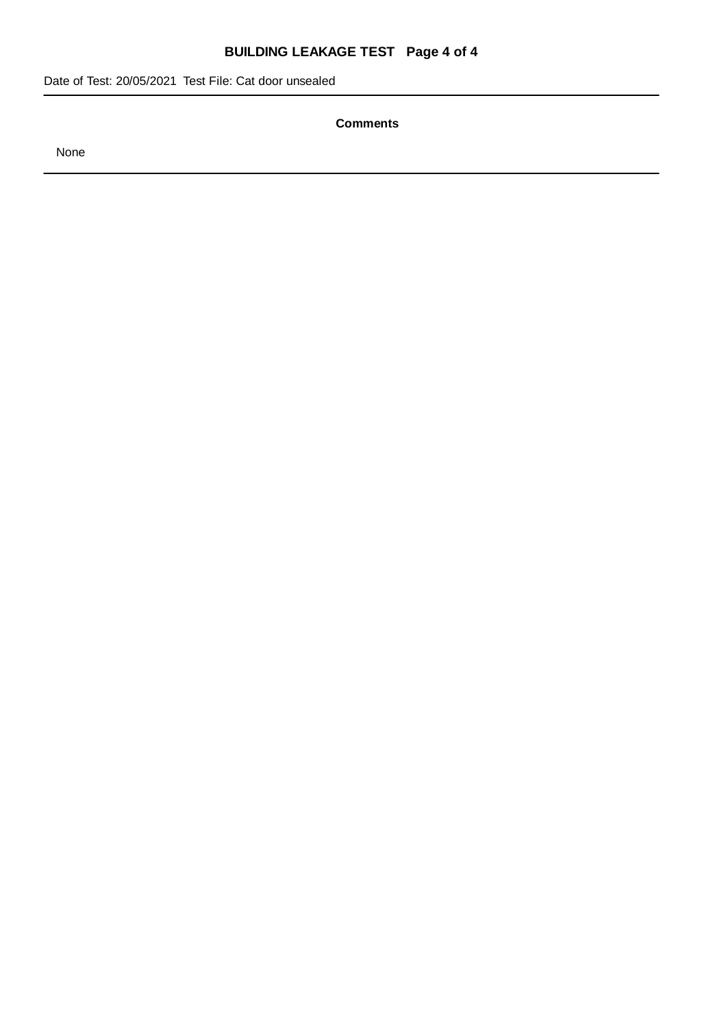Date of Test: 20/05/2021  Test File: Cat door unsealed

## Comments

None